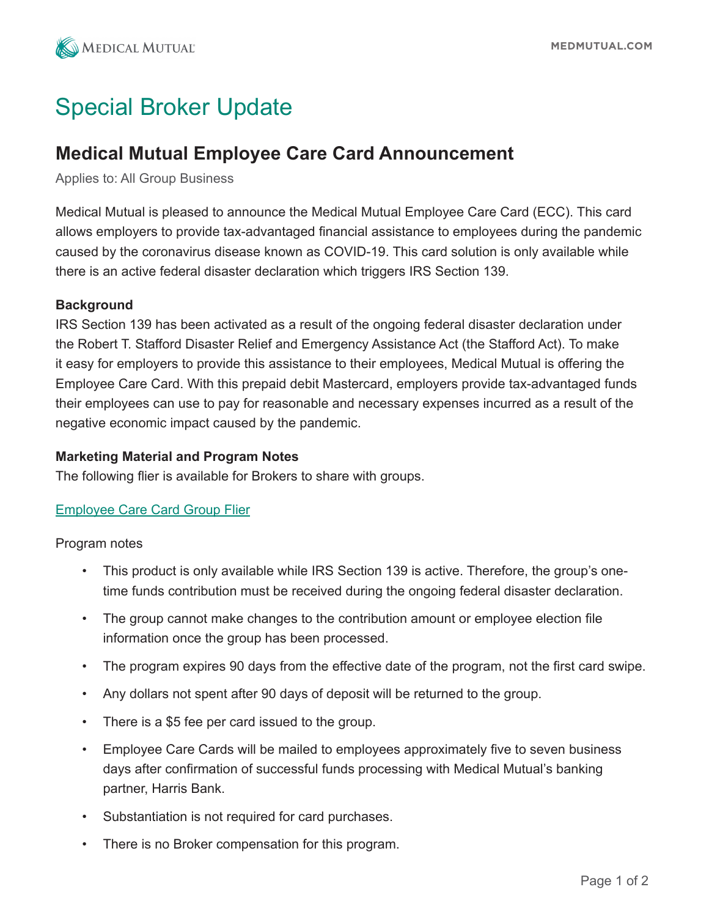# Special Broker Update

## Medical Mutual Employee Care Card Announcement

Applies to: All Group Business

Medical Mutual is pleased to announce the Medical Mutual Employee Care Card (ECC). This card allows employers to provide tax-advantaged financial assistance to employees during the pandemic caused by the coronavirus disease known as COVID-19. This card solution is only available while there is an active federal disaster declaration which triggers IRS Section 139.

**Background**

IRS Section 139 has been activated as a result of the ongoing federal disaster declaration under the Robert T. Stafford Disaster Relief and Emergency Assistance Act (the Stafford Act). To make it easy for employers to provide this assistance to their employees, Medical Mutual is offering the Employee Care Card. With this prepaid debit Mastercard, employers provide tax-advantaged funds their employees can use to pay for reasonable and necessary expenses incurred as a result of the negative economic impact caused by the pandemic.

**Marketing Material and Program Notes**

The following flier is available for Brokers to share with groups.

Employee Care Card Group Flier

Program notes

- This product is only available while IRS Section 139 is active. Therefore, the group's one-time funds contribution must be received during the ongoing federal disaster declaration.
- The group cannot make changes to the contribution amount or employee election file information once the group has been processed.
- The program expires 90 days from the effective date of the program, not the first card swipe.
- Any dollars not spent after 90 days of deposit will be returned to the group.
- There is a $5 fee per card issued to the group.
- Employee Care Cards will be mailed to employees approximately five to seven business days after confirmation of successful funds processing with Medical Mutual's banking partner, Harris Bank.
- Substantiation is not required for card purchases.
- There is no Broker compensation for this program.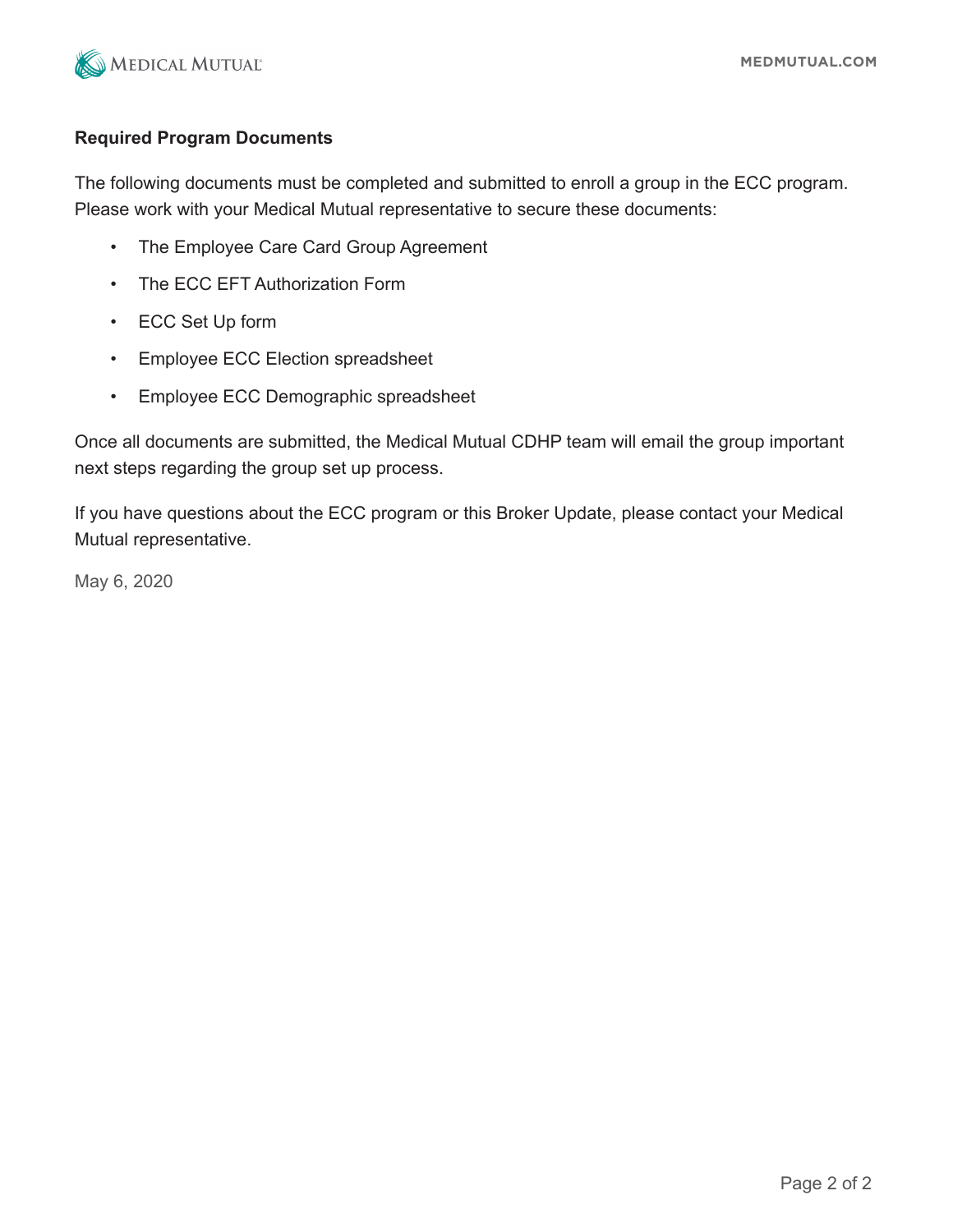**Required Program Documents**

The following documents must be completed and submitted to enroll a group in the ECC program. Please work with your Medical Mutual representative to secure these documents:

- The Employee Care Card Group Agreement
- The ECC EFT Authorization Form
- ECC Set Up form
- Employee ECC Election spreadsheet
- Employee ECC Demographic spreadsheet

Once all documents are submitted, the Medical Mutual CDHP team will email the group important next steps regarding the group set up process.

If you have questions about the ECC program or this Broker Update, please contact your Medical Mutual representative.

May 6, 2020